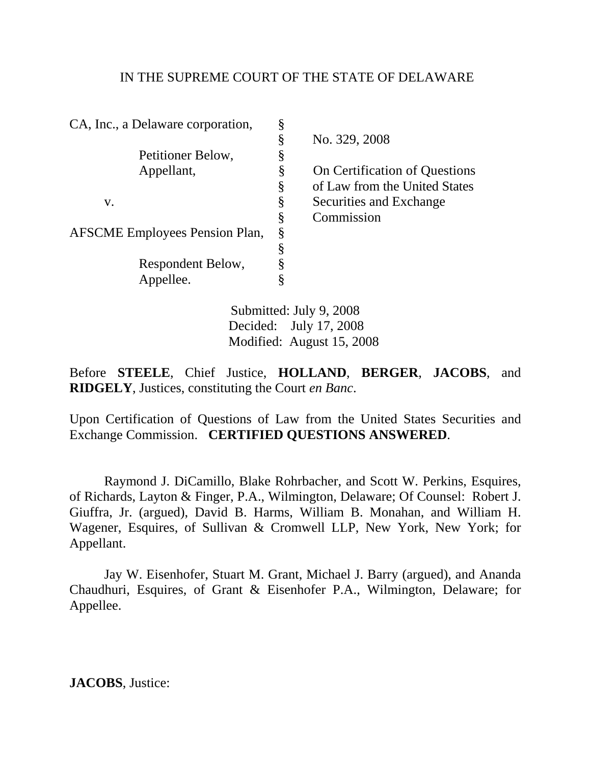IN THE SUPREME COURT OF THE STATE OF DELAWARE

| | | |
|---|---|---|
| CA, Inc., a Delaware corporation, | § | |
| | § | No. 329, 2008 |
| Petitioner Below, | § | |
| Appellant, | § | On Certification of Questions |
| | § | of Law from the United States |
| v. | § | Securities and Exchange |
| | § | Commission |
| AFSCME Employees Pension Plan, | § | |
| | § | |
| Respondent Below, | § | |
| Appellee. | § | |

Submitted: July 9, 2008
Decided: July 17, 2008
Modified: August 15, 2008

Before **STEELE**, Chief Justice, **HOLLAND**, **BERGER**, **JACOBS**, and **RIDGELY**, Justices, constituting the Court *en Banc*.

Upon Certification of Questions of Law from the United States Securities and Exchange Commission. **CERTIFIED QUESTIONS ANSWERED**.

Raymond J. DiCamillo, Blake Rohrbacher, and Scott W. Perkins, Esquires, of Richards, Layton & Finger, P.A., Wilmington, Delaware; Of Counsel: Robert J. Giuffra, Jr. (argued), David B. Harms, William B. Monahan, and William H. Wagener, Esquires, of Sullivan & Cromwell LLP, New York, New York; for Appellant.

Jay W. Eisenhofer, Stuart M. Grant, Michael J. Barry (argued), and Ananda Chaudhuri, Esquires, of Grant & Eisenhofer P.A., Wilmington, Delaware; for Appellee.

**JACOBS**, Justice: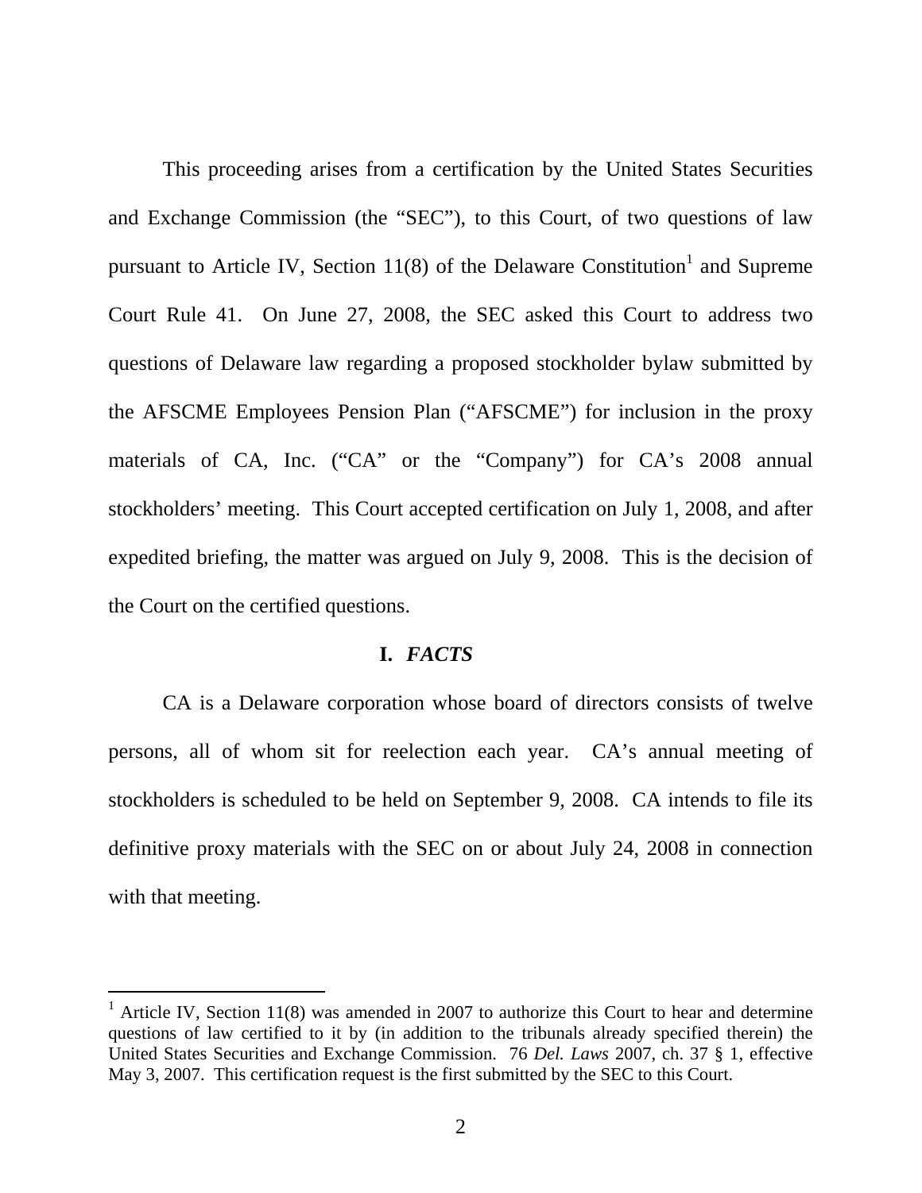This proceeding arises from a certification by the United States Securities and Exchange Commission (the "SEC"), to this Court, of two questions of law pursuant to Article IV, Section 11(8) of the Delaware Constitution[1] and Supreme Court Rule 41. On June 27, 2008, the SEC asked this Court to address two questions of Delaware law regarding a proposed stockholder bylaw submitted by the AFSCME Employees Pension Plan ("AFSCME") for inclusion in the proxy materials of CA, Inc. ("CA" or the "Company") for CA's 2008 annual stockholders' meeting. This Court accepted certification on July 1, 2008, and after expedited briefing, the matter was argued on July 9, 2008. This is the decision of the Court on the certified questions.

## I. *FACTS*

CA is a Delaware corporation whose board of directors consists of twelve persons, all of whom sit for reelection each year. CA's annual meeting of stockholders is scheduled to be held on September 9, 2008. CA intends to file its definitive proxy materials with the SEC on or about July 24, 2008 in connection with that meeting.

---

[1] Article IV, Section 11(8) was amended in 2007 to authorize this Court to hear and determine questions of law certified to it by (in addition to the tribunals already specified therein) the United States Securities and Exchange Commission. 76 *Del. Laws* 2007, ch. 37 § 1, effective May 3, 2007. This certification request is the first submitted by the SEC to this Court.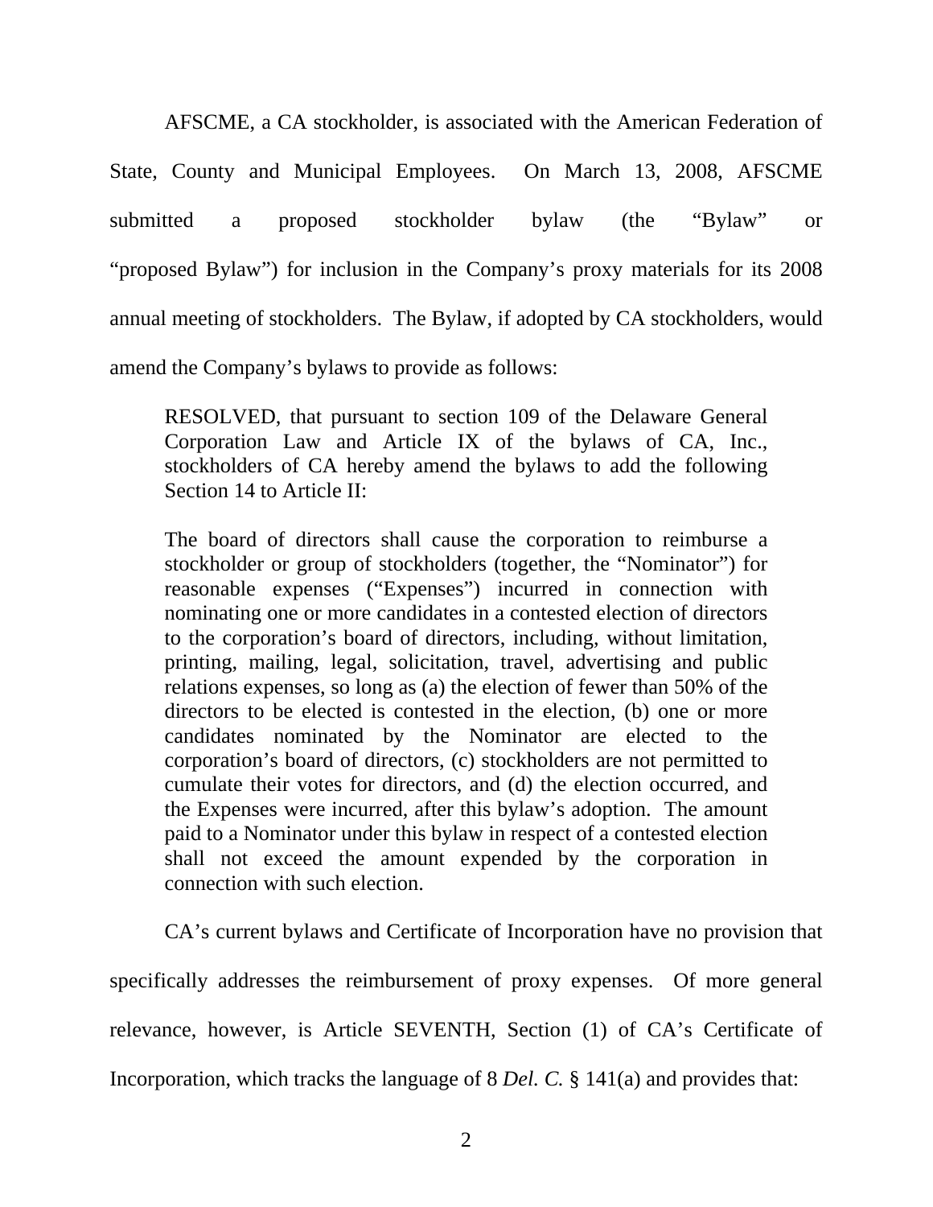AFSCME, a CA stockholder, is associated with the American Federation of State, County and Municipal Employees. On March 13, 2008, AFSCME submitted a proposed stockholder bylaw (the "Bylaw" or "proposed Bylaw") for inclusion in the Company's proxy materials for its 2008 annual meeting of stockholders. The Bylaw, if adopted by CA stockholders, would amend the Company's bylaws to provide as follows:

> RESOLVED, that pursuant to section 109 of the Delaware General Corporation Law and Article IX of the bylaws of CA, Inc., stockholders of CA hereby amend the bylaws to add the following Section 14 to Article II:
>
> The board of directors shall cause the corporation to reimburse a stockholder or group of stockholders (together, the "Nominator") for reasonable expenses ("Expenses") incurred in connection with nominating one or more candidates in a contested election of directors to the corporation's board of directors, including, without limitation, printing, mailing, legal, solicitation, travel, advertising and public relations expenses, so long as (a) the election of fewer than 50% of the directors to be elected is contested in the election, (b) one or more candidates nominated by the Nominator are elected to the corporation's board of directors, (c) stockholders are not permitted to cumulate their votes for directors, and (d) the election occurred, and the Expenses were incurred, after this bylaw's adoption. The amount paid to a Nominator under this bylaw in respect of a contested election shall not exceed the amount expended by the corporation in connection with such election.

CA's current bylaws and Certificate of Incorporation have no provision that specifically addresses the reimbursement of proxy expenses. Of more general relevance, however, is Article SEVENTH, Section (1) of CA's Certificate of Incorporation, which tracks the language of 8 *Del. C.* § 141(a) and provides that: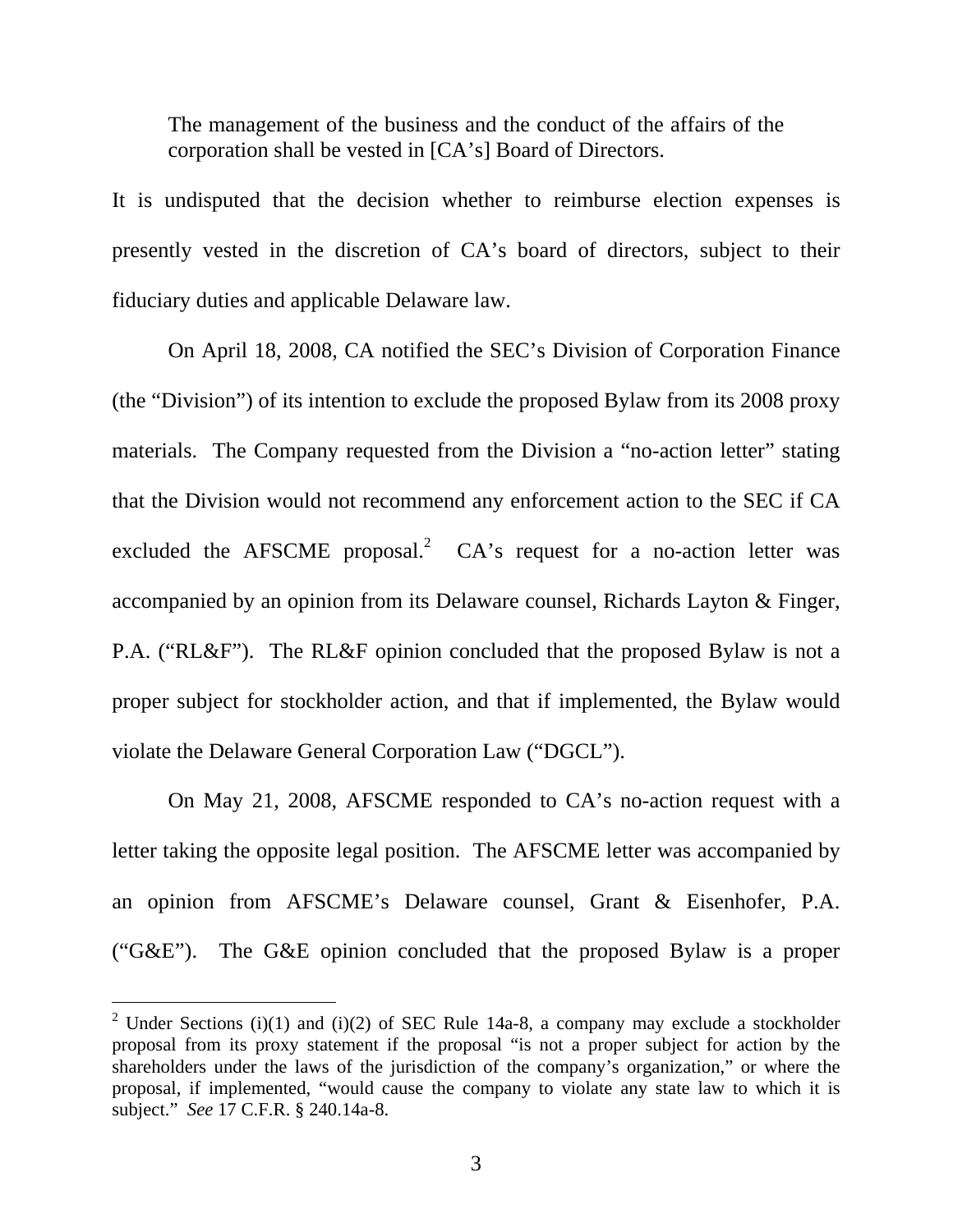> The management of the business and the conduct of the affairs of the corporation shall be vested in [CA's] Board of Directors.

It is undisputed that the decision whether to reimburse election expenses is presently vested in the discretion of CA's board of directors, subject to their fiduciary duties and applicable Delaware law.

On April 18, 2008, CA notified the SEC's Division of Corporation Finance (the "Division") of its intention to exclude the proposed Bylaw from its 2008 proxy materials. The Company requested from the Division a "no-action letter" stating that the Division would not recommend any enforcement action to the SEC if CA excluded the AFSCME proposal.[2] CA's request for a no-action letter was accompanied by an opinion from its Delaware counsel, Richards Layton & Finger, P.A. ("RL&F"). The RL&F opinion concluded that the proposed Bylaw is not a proper subject for stockholder action, and that if implemented, the Bylaw would violate the Delaware General Corporation Law ("DGCL").

On May 21, 2008, AFSCME responded to CA's no-action request with a letter taking the opposite legal position. The AFSCME letter was accompanied by an opinion from AFSCME's Delaware counsel, Grant & Eisenhofer, P.A. ("G&E"). The G&E opinion concluded that the proposed Bylaw is a proper

---

[2] Under Sections (i)(1) and (i)(2) of SEC Rule 14a-8, a company may exclude a stockholder proposal from its proxy statement if the proposal "is not a proper subject for action by the shareholders under the laws of the jurisdiction of the company's organization," or where the proposal, if implemented, "would cause the company to violate any state law to which it is subject." *See* 17 C.F.R. § 240.14a-8.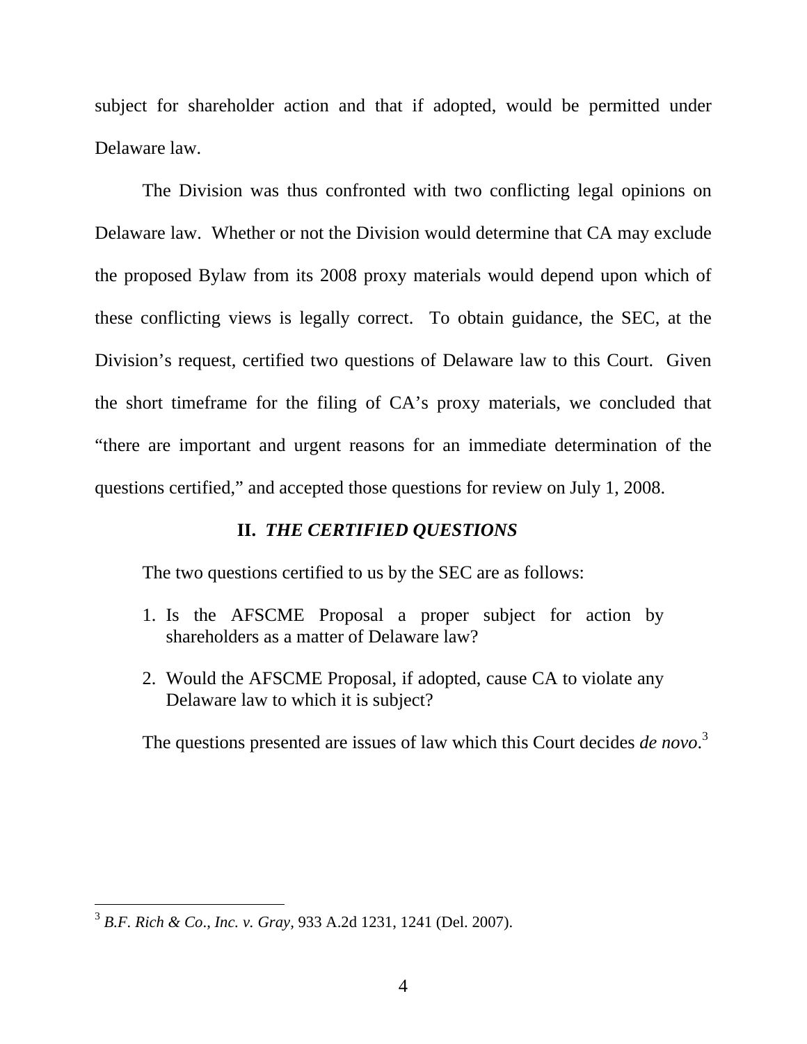subject for shareholder action and that if adopted, would be permitted under Delaware law.

The Division was thus confronted with two conflicting legal opinions on Delaware law. Whether or not the Division would determine that CA may exclude the proposed Bylaw from its 2008 proxy materials would depend upon which of these conflicting views is legally correct. To obtain guidance, the SEC, at the Division's request, certified two questions of Delaware law to this Court. Given the short timeframe for the filing of CA's proxy materials, we concluded that "there are important and urgent reasons for an immediate determination of the questions certified," and accepted those questions for review on July 1, 2008.

## II. *THE CERTIFIED QUESTIONS*

The two questions certified to us by the SEC are as follows:

1. Is the AFSCME Proposal a proper subject for action by shareholders as a matter of Delaware law?

2. Would the AFSCME Proposal, if adopted, cause CA to violate any Delaware law to which it is subject?

The questions presented are issues of law which this Court decides *de novo*.[3]

---

[3] *B.F. Rich & Co., Inc. v. Gray*, 933 A.2d 1231, 1241 (Del. 2007).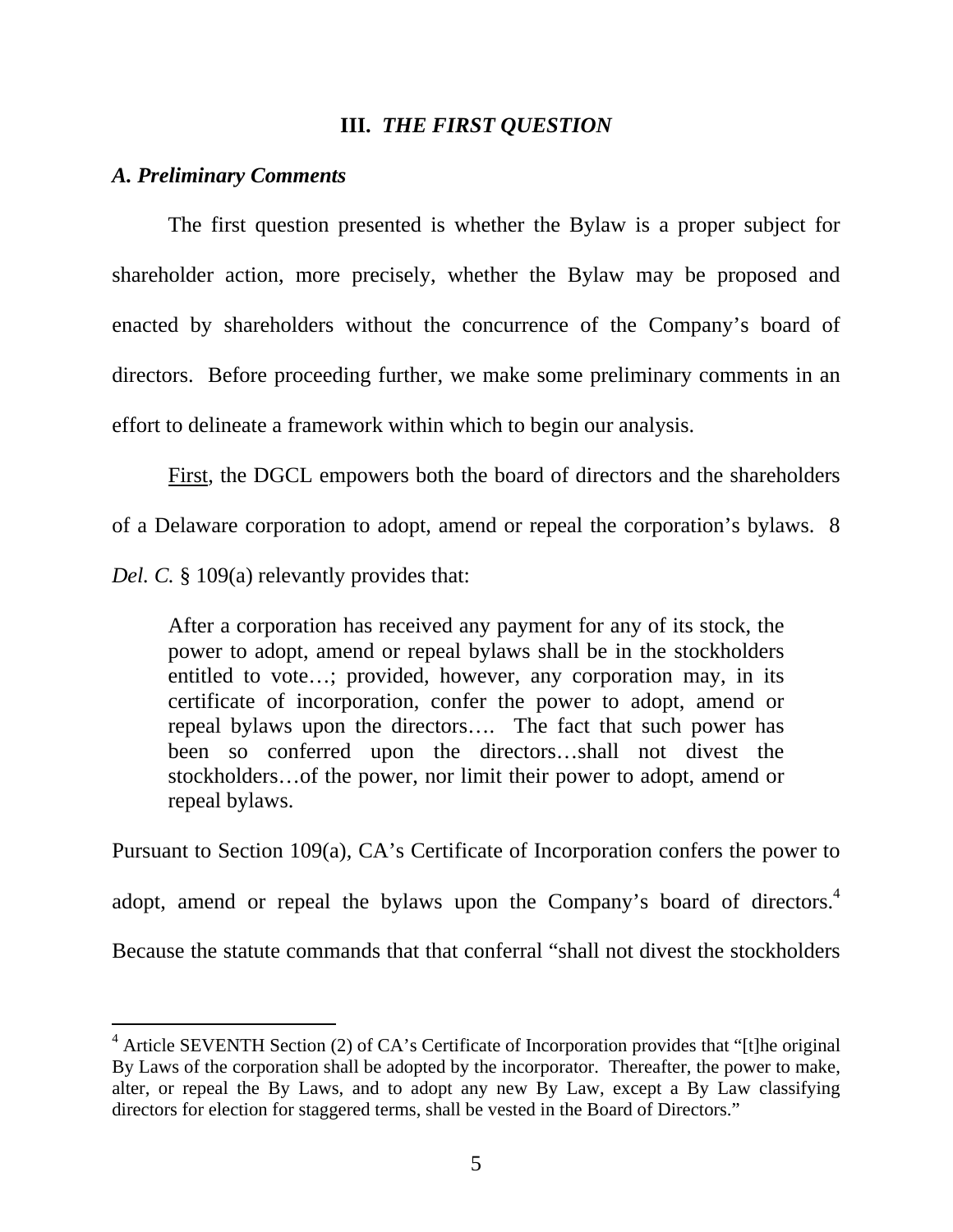## III. *THE FIRST QUESTION*

### *A. Preliminary Comments*

The first question presented is whether the Bylaw is a proper subject for shareholder action, more precisely, whether the Bylaw may be proposed and enacted by shareholders without the concurrence of the Company's board of directors. Before proceeding further, we make some preliminary comments in an effort to delineate a framework within which to begin our analysis.

First, the DGCL empowers both the board of directors and the shareholders of a Delaware corporation to adopt, amend or repeal the corporation's bylaws. 8 *Del. C.* § 109(a) relevantly provides that:

> After a corporation has received any payment for any of its stock, the power to adopt, amend or repeal bylaws shall be in the stockholders entitled to vote…; provided, however, any corporation may, in its certificate of incorporation, confer the power to adopt, amend or repeal bylaws upon the directors…. The fact that such power has been so conferred upon the directors…shall not divest the stockholders…of the power, nor limit their power to adopt, amend or repeal bylaws.

Pursuant to Section 109(a), CA's Certificate of Incorporation confers the power to adopt, amend or repeal the bylaws upon the Company's board of directors.[4] Because the statute commands that that conferral "shall not divest the stockholders

---

[4] Article SEVENTH Section (2) of CA's Certificate of Incorporation provides that "[t]he original By Laws of the corporation shall be adopted by the incorporator. Thereafter, the power to make, alter, or repeal the By Laws, and to adopt any new By Law, except a By Law classifying directors for election for staggered terms, shall be vested in the Board of Directors."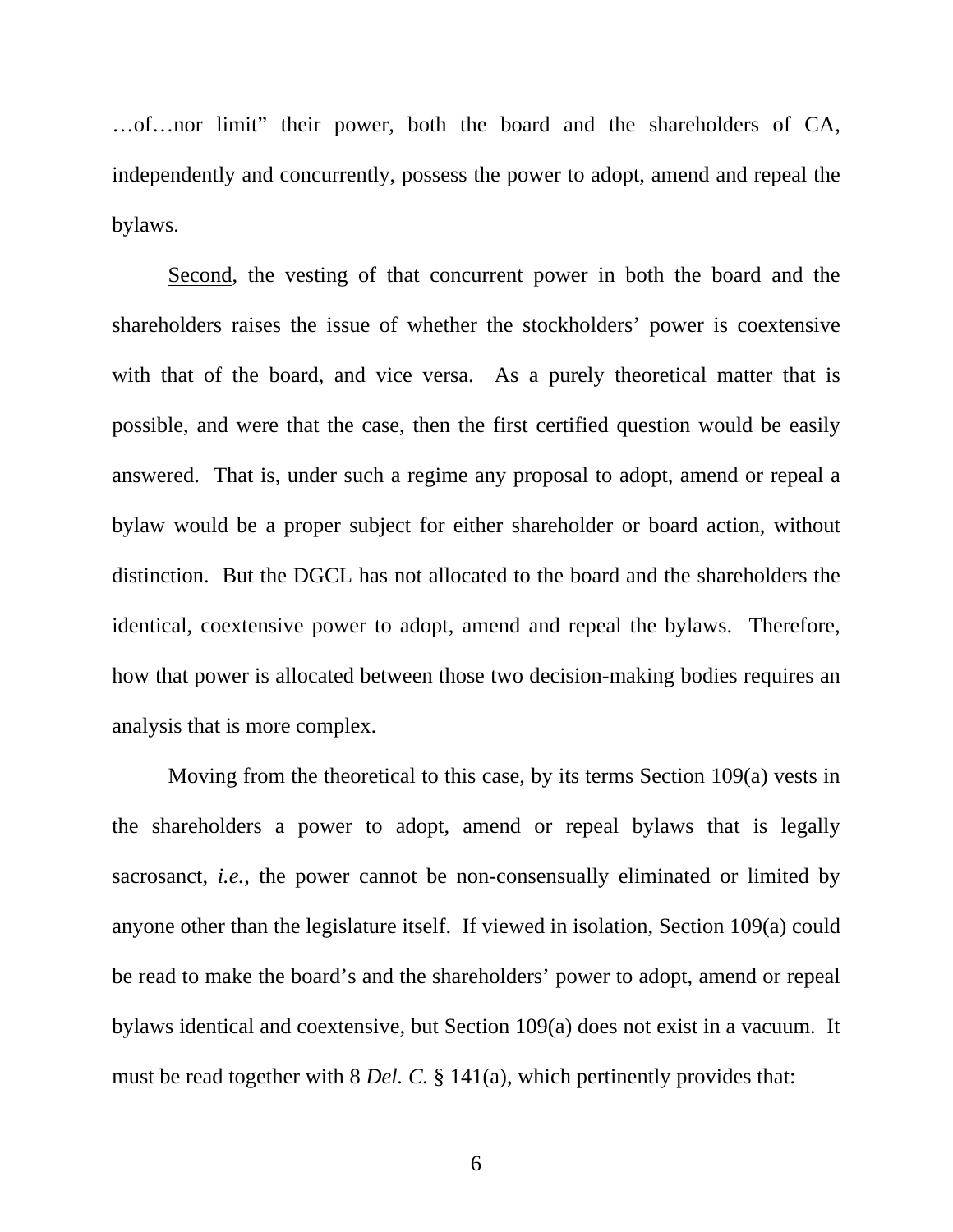…of…nor limit" their power, both the board and the shareholders of CA, independently and concurrently, possess the power to adopt, amend and repeal the bylaws.

Second, the vesting of that concurrent power in both the board and the shareholders raises the issue of whether the stockholders' power is coextensive with that of the board, and vice versa. As a purely theoretical matter that is possible, and were that the case, then the first certified question would be easily answered. That is, under such a regime any proposal to adopt, amend or repeal a bylaw would be a proper subject for either shareholder or board action, without distinction. But the DGCL has not allocated to the board and the shareholders the identical, coextensive power to adopt, amend and repeal the bylaws. Therefore, how that power is allocated between those two decision-making bodies requires an analysis that is more complex.

Moving from the theoretical to this case, by its terms Section 109(a) vests in the shareholders a power to adopt, amend or repeal bylaws that is legally sacrosanct, *i.e.*, the power cannot be non-consensually eliminated or limited by anyone other than the legislature itself. If viewed in isolation, Section 109(a) could be read to make the board's and the shareholders' power to adopt, amend or repeal bylaws identical and coextensive, but Section 109(a) does not exist in a vacuum. It must be read together with 8 *Del. C.* § 141(a), which pertinently provides that: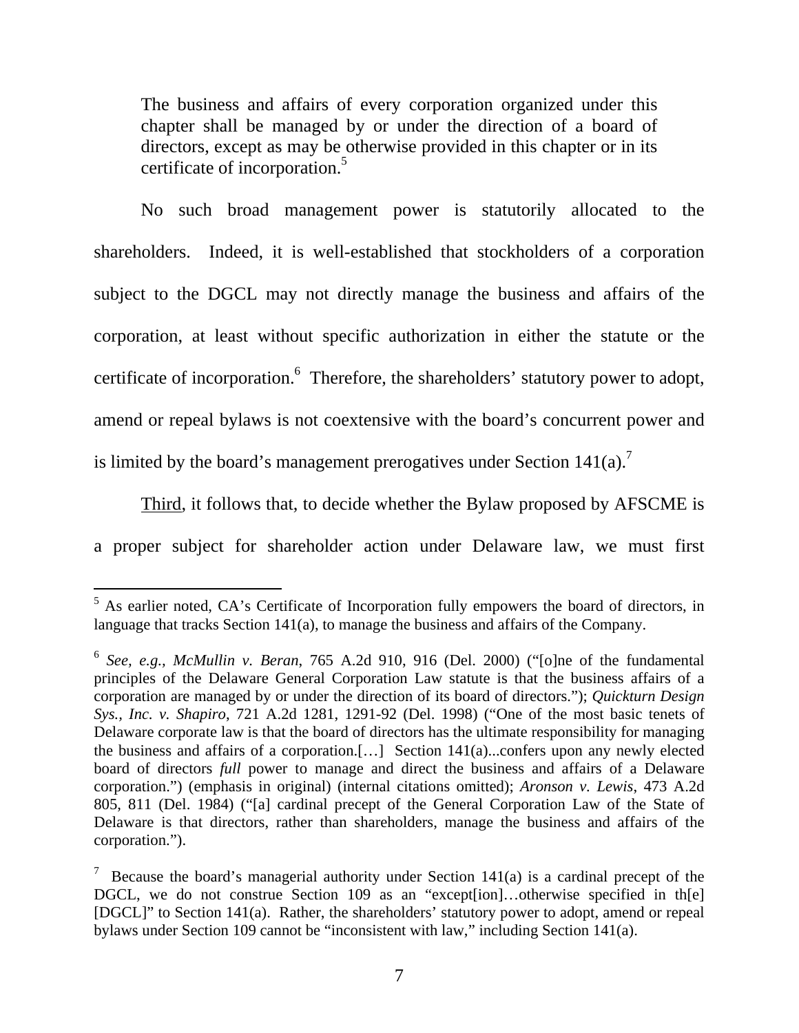> The business and affairs of every corporation organized under this chapter shall be managed by or under the direction of a board of directors, except as may be otherwise provided in this chapter or in its certificate of incorporation.[5]

No such broad management power is statutorily allocated to the shareholders. Indeed, it is well-established that stockholders of a corporation subject to the DGCL may not directly manage the business and affairs of the corporation, at least without specific authorization in either the statute or the certificate of incorporation.[6] Therefore, the shareholders' statutory power to adopt, amend or repeal bylaws is not coextensive with the board's concurrent power and is limited by the board's management prerogatives under Section 141(a).[7]

<u>Third</u>, it follows that, to decide whether the Bylaw proposed by AFSCME is a proper subject for shareholder action under Delaware law, we must first

---

[5] As earlier noted, CA's Certificate of Incorporation fully empowers the board of directors, in language that tracks Section 141(a), to manage the business and affairs of the Company.

[6] *See, e.g.*, *McMullin v. Beran*, 765 A.2d 910, 916 (Del. 2000) ("[o]ne of the fundamental principles of the Delaware General Corporation Law statute is that the business affairs of a corporation are managed by or under the direction of its board of directors."); *Quickturn Design Sys., Inc. v. Shapiro*, 721 A.2d 1281, 1291-92 (Del. 1998) ("One of the most basic tenets of Delaware corporate law is that the board of directors has the ultimate responsibility for managing the business and affairs of a corporation.[…] Section 141(a)...confers upon any newly elected board of directors *full* power to manage and direct the business and affairs of a Delaware corporation.") (emphasis in original) (internal citations omitted); *Aronson v. Lewis*, 473 A.2d 805, 811 (Del. 1984) ("[a] cardinal precept of the General Corporation Law of the State of Delaware is that directors, rather than shareholders, manage the business and affairs of the corporation.").

[7] Because the board's managerial authority under Section 141(a) is a cardinal precept of the DGCL, we do not construe Section 109 as an "except[ion]…otherwise specified in th[e] [DGCL]" to Section 141(a). Rather, the shareholders' statutory power to adopt, amend or repeal bylaws under Section 109 cannot be "inconsistent with law," including Section 141(a).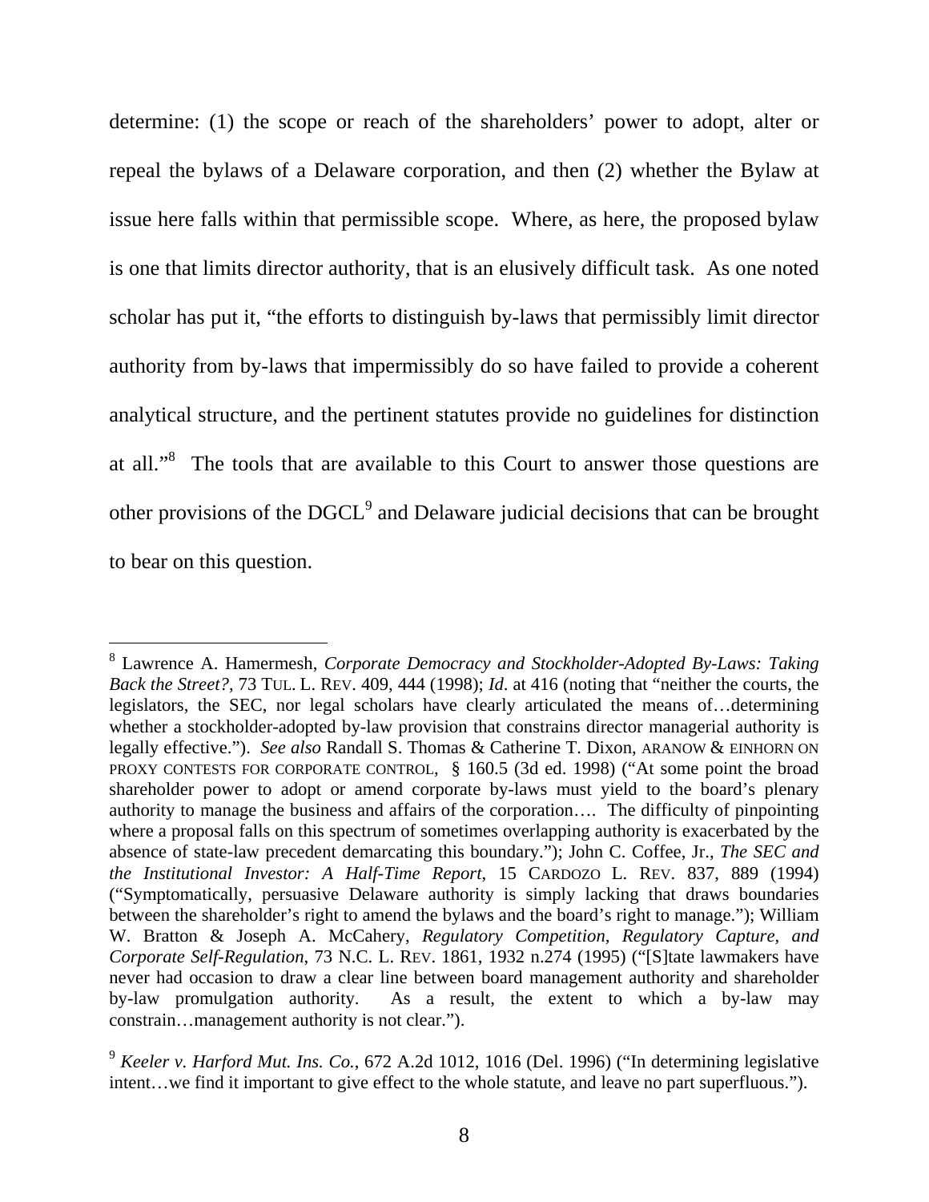determine: (1) the scope or reach of the shareholders' power to adopt, alter or repeal the bylaws of a Delaware corporation, and then (2) whether the Bylaw at issue here falls within that permissible scope. Where, as here, the proposed bylaw is one that limits director authority, that is an elusively difficult task. As one noted scholar has put it, "the efforts to distinguish by-laws that permissibly limit director authority from by-laws that impermissibly do so have failed to provide a coherent analytical structure, and the pertinent statutes provide no guidelines for distinction at all."[8] The tools that are available to this Court to answer those questions are other provisions of the DGCL[9] and Delaware judicial decisions that can be brought to bear on this question.

---

[8] Lawrence A. Hamermesh, *Corporate Democracy and Stockholder-Adopted By-Laws: Taking Back the Street?*, 73 TUL. L. REV. 409, 444 (1998); *Id.* at 416 (noting that "neither the courts, the legislators, the SEC, nor legal scholars have clearly articulated the means of…determining whether a stockholder-adopted by-law provision that constrains director managerial authority is legally effective."). *See also* Randall S. Thomas & Catherine T. Dixon, ARANOW & EINHORN ON PROXY CONTESTS FOR CORPORATE CONTROL, § 160.5 (3d ed. 1998) ("At some point the broad shareholder power to adopt or amend corporate by-laws must yield to the board's plenary authority to manage the business and affairs of the corporation…. The difficulty of pinpointing where a proposal falls on this spectrum of sometimes overlapping authority is exacerbated by the absence of state-law precedent demarcating this boundary."); John C. Coffee, Jr., *The SEC and the Institutional Investor: A Half-Time Report*, 15 CARDOZO L. REV. 837, 889 (1994) ("Symptomatically, persuasive Delaware authority is simply lacking that draws boundaries between the shareholder's right to amend the bylaws and the board's right to manage."); William W. Bratton & Joseph A. McCahery, *Regulatory Competition, Regulatory Capture, and Corporate Self-Regulation*, 73 N.C. L. REV. 1861, 1932 n.274 (1995) ("[S]tate lawmakers have never had occasion to draw a clear line between board management authority and shareholder by-law promulgation authority. As a result, the extent to which a by-law may constrain…management authority is not clear.").

[9] *Keeler v. Harford Mut. Ins. Co.*, 672 A.2d 1012, 1016 (Del. 1996) ("In determining legislative intent…we find it important to give effect to the whole statute, and leave no part superfluous.").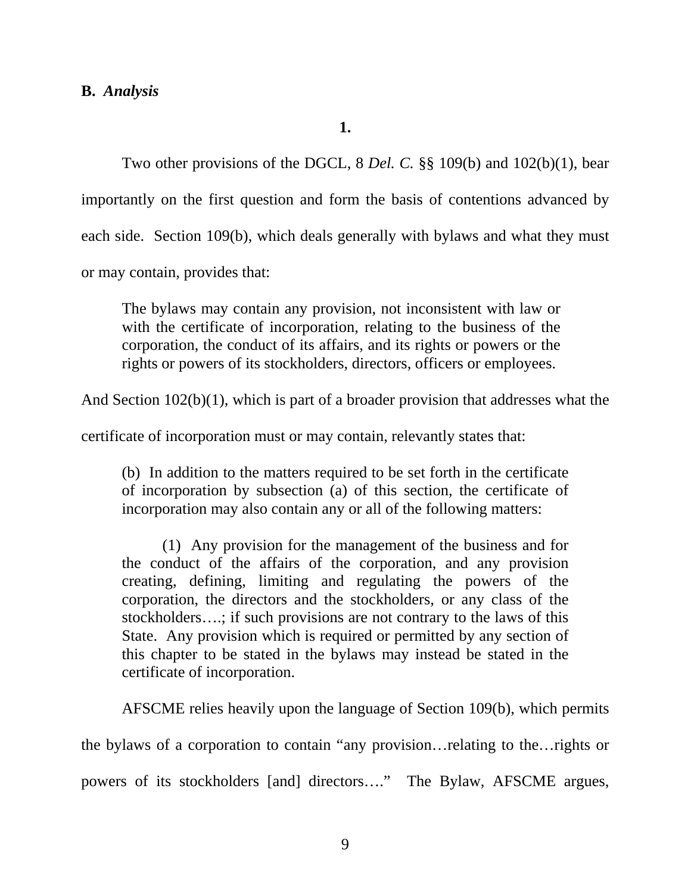**B. *Analysis***

**1.**

Two other provisions of the DGCL, 8 *Del. C.* §§ 109(b) and 102(b)(1), bear importantly on the first question and form the basis of contentions advanced by each side. Section 109(b), which deals generally with bylaws and what they must or may contain, provides that:

> The bylaws may contain any provision, not inconsistent with law or with the certificate of incorporation, relating to the business of the corporation, the conduct of its affairs, and its rights or powers or the rights or powers of its stockholders, directors, officers or employees.

And Section 102(b)(1), which is part of a broader provision that addresses what the certificate of incorporation must or may contain, relevantly states that:

> (b) In addition to the matters required to be set forth in the certificate of incorporation by subsection (a) of this section, the certificate of incorporation may also contain any or all of the following matters:
>
> (1) Any provision for the management of the business and for the conduct of the affairs of the corporation, and any provision creating, defining, limiting and regulating the powers of the corporation, the directors and the stockholders, or any class of the stockholders….; if such provisions are not contrary to the laws of this State. Any provision which is required or permitted by any section of this chapter to be stated in the bylaws may instead be stated in the certificate of incorporation.

AFSCME relies heavily upon the language of Section 109(b), which permits the bylaws of a corporation to contain "any provision…relating to the…rights or powers of its stockholders [and] directors…." The Bylaw, AFSCME argues,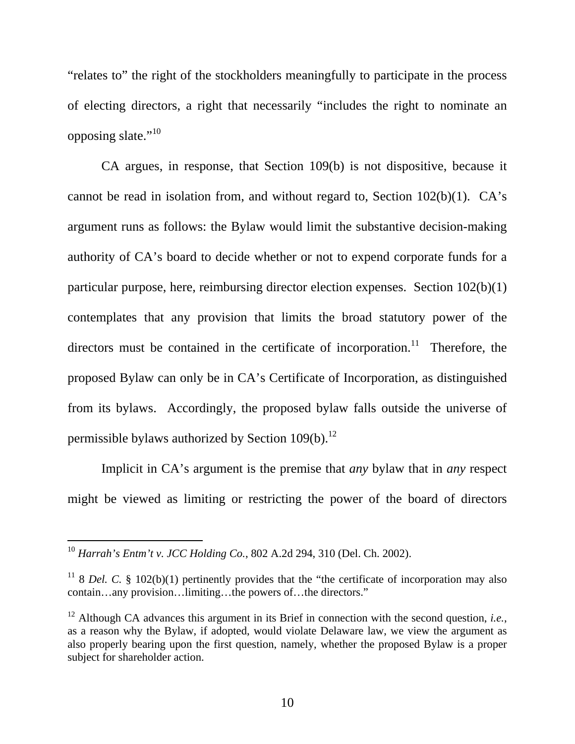"relates to" the right of the stockholders meaningfully to participate in the process of electing directors, a right that necessarily "includes the right to nominate an opposing slate."[10]

CA argues, in response, that Section 109(b) is not dispositive, because it cannot be read in isolation from, and without regard to, Section 102(b)(1). CA's argument runs as follows: the Bylaw would limit the substantive decision-making authority of CA's board to decide whether or not to expend corporate funds for a particular purpose, here, reimbursing director election expenses. Section 102(b)(1) contemplates that any provision that limits the broad statutory power of the directors must be contained in the certificate of incorporation.[11] Therefore, the proposed Bylaw can only be in CA's Certificate of Incorporation, as distinguished from its bylaws. Accordingly, the proposed bylaw falls outside the universe of permissible bylaws authorized by Section 109(b).[12]

Implicit in CA's argument is the premise that *any* bylaw that in *any* respect might be viewed as limiting or restricting the power of the board of directors

---

[10] *Harrah's Entm't v. JCC Holding Co.*, 802 A.2d 294, 310 (Del. Ch. 2002).

[11] 8 *Del. C.* § 102(b)(1) pertinently provides that the "the certificate of incorporation may also contain…any provision…limiting…the powers of…the directors."

[12] Although CA advances this argument in its Brief in connection with the second question, *i.e.*, as a reason why the Bylaw, if adopted, would violate Delaware law, we view the argument as also properly bearing upon the first question, namely, whether the proposed Bylaw is a proper subject for shareholder action.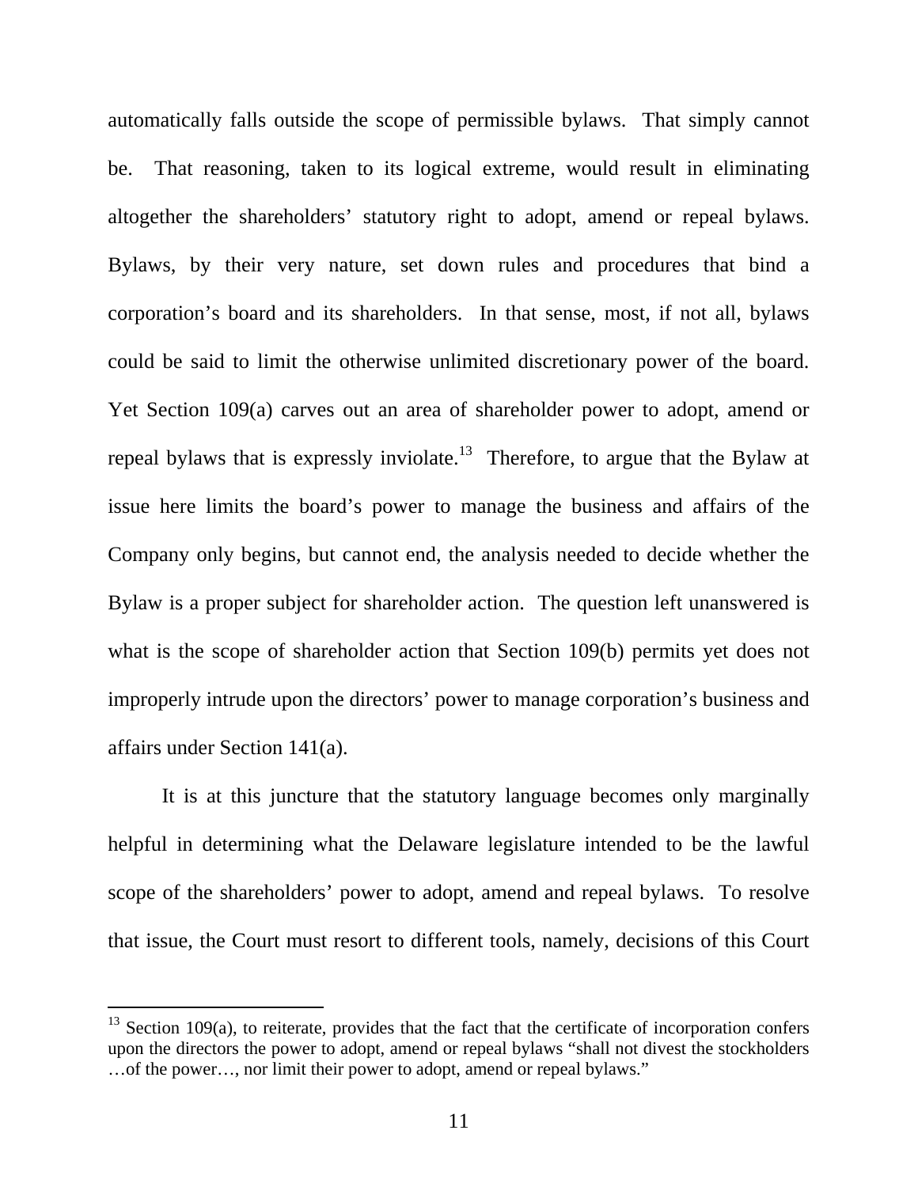automatically falls outside the scope of permissible bylaws. That simply cannot be. That reasoning, taken to its logical extreme, would result in eliminating altogether the shareholders' statutory right to adopt, amend or repeal bylaws. Bylaws, by their very nature, set down rules and procedures that bind a corporation's board and its shareholders. In that sense, most, if not all, bylaws could be said to limit the otherwise unlimited discretionary power of the board. Yet Section 109(a) carves out an area of shareholder power to adopt, amend or repeal bylaws that is expressly inviolate.[13] Therefore, to argue that the Bylaw at issue here limits the board's power to manage the business and affairs of the Company only begins, but cannot end, the analysis needed to decide whether the Bylaw is a proper subject for shareholder action. The question left unanswered is what is the scope of shareholder action that Section 109(b) permits yet does not improperly intrude upon the directors' power to manage corporation's business and affairs under Section 141(a).

It is at this juncture that the statutory language becomes only marginally helpful in determining what the Delaware legislature intended to be the lawful scope of the shareholders' power to adopt, amend and repeal bylaws. To resolve that issue, the Court must resort to different tools, namely, decisions of this Court

---

[13] Section 109(a), to reiterate, provides that the fact that the certificate of incorporation confers upon the directors the power to adopt, amend or repeal bylaws "shall not divest the stockholders …of the power…, nor limit their power to adopt, amend or repeal bylaws."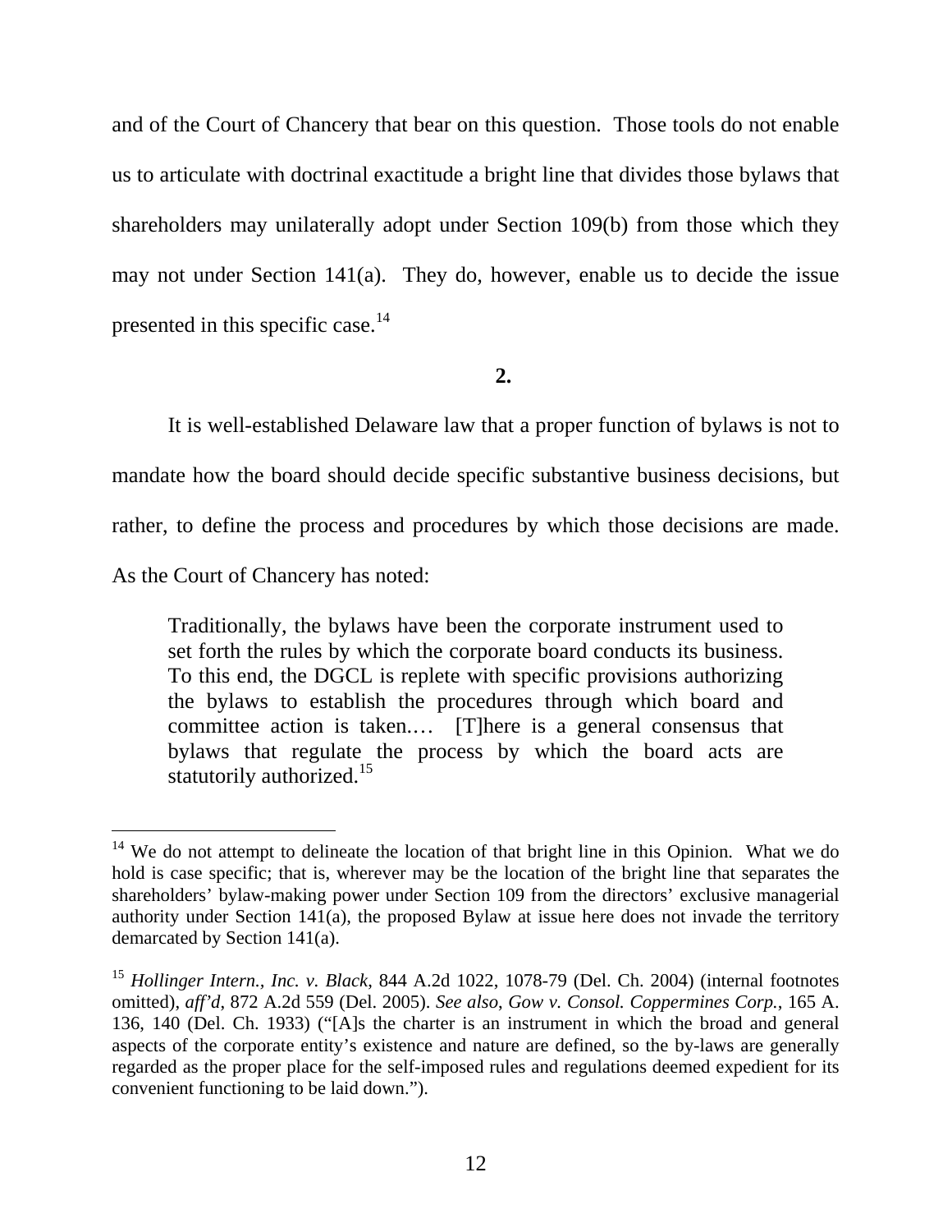and of the Court of Chancery that bear on this question. Those tools do not enable us to articulate with doctrinal exactitude a bright line that divides those bylaws that shareholders may unilaterally adopt under Section 109(b) from those which they may not under Section 141(a). They do, however, enable us to decide the issue presented in this specific case.[14]

**2.**

It is well-established Delaware law that a proper function of bylaws is not to mandate how the board should decide specific substantive business decisions, but rather, to define the process and procedures by which those decisions are made. As the Court of Chancery has noted:

> Traditionally, the bylaws have been the corporate instrument used to set forth the rules by which the corporate board conducts its business. To this end, the DGCL is replete with specific provisions authorizing the bylaws to establish the procedures through which board and committee action is taken.… [T]here is a general consensus that bylaws that regulate the process by which the board acts are statutorily authorized.[15]

---

[14] We do not attempt to delineate the location of that bright line in this Opinion. What we do hold is case specific; that is, wherever may be the location of the bright line that separates the shareholders' bylaw-making power under Section 109 from the directors' exclusive managerial authority under Section 141(a), the proposed Bylaw at issue here does not invade the territory demarcated by Section 141(a).

[15] *Hollinger Intern., Inc. v. Black*, 844 A.2d 1022, 1078-79 (Del. Ch. 2004) (internal footnotes omitted), *aff'd*, 872 A.2d 559 (Del. 2005). *See also*, *Gow v. Consol. Coppermines Corp.*, 165 A. 136, 140 (Del. Ch. 1933) ("[A]s the charter is an instrument in which the broad and general aspects of the corporate entity's existence and nature are defined, so the by-laws are generally regarded as the proper place for the self-imposed rules and regulations deemed expedient for its convenient functioning to be laid down.").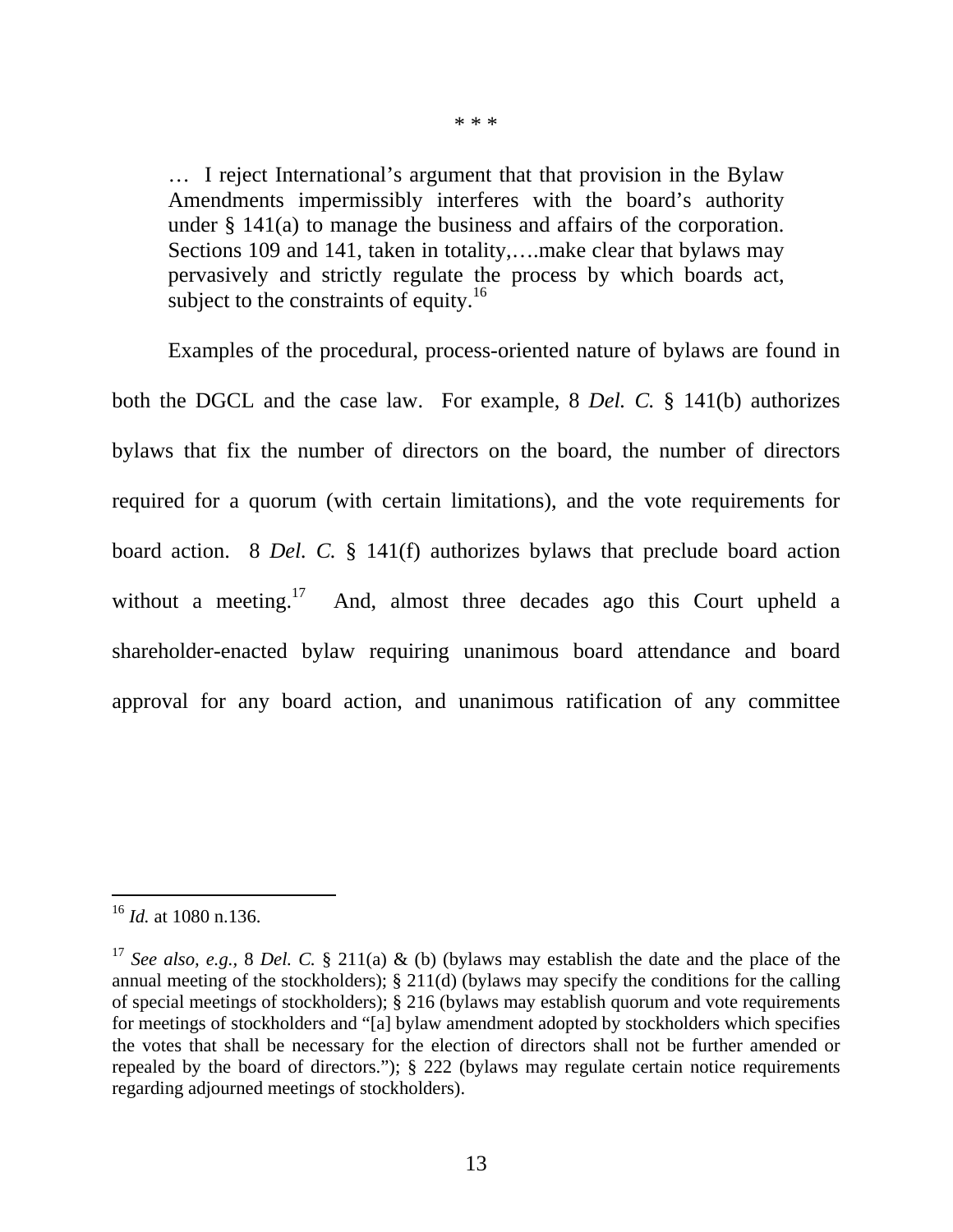\* \* \*

> … I reject International's argument that that provision in the Bylaw Amendments impermissibly interferes with the board's authority under § 141(a) to manage the business and affairs of the corporation. Sections 109 and 141, taken in totality,….make clear that bylaws may pervasively and strictly regulate the process by which boards act, subject to the constraints of equity.[16]

Examples of the procedural, process-oriented nature of bylaws are found in both the DGCL and the case law. For example, 8 *Del. C.* § 141(b) authorizes bylaws that fix the number of directors on the board, the number of directors required for a quorum (with certain limitations), and the vote requirements for board action. 8 *Del. C.* § 141(f) authorizes bylaws that preclude board action without a meeting.[17] And, almost three decades ago this Court upheld a shareholder-enacted bylaw requiring unanimous board attendance and board approval for any board action, and unanimous ratification of any committee

---

[16] *Id.* at 1080 n.136.

[17] *See also, e.g.,* 8 *Del. C.* § 211(a) & (b) (bylaws may establish the date and the place of the annual meeting of the stockholders); § 211(d) (bylaws may specify the conditions for the calling of special meetings of stockholders); § 216 (bylaws may establish quorum and vote requirements for meetings of stockholders and "[a] bylaw amendment adopted by stockholders which specifies the votes that shall be necessary for the election of directors shall not be further amended or repealed by the board of directors."); § 222 (bylaws may regulate certain notice requirements regarding adjourned meetings of stockholders).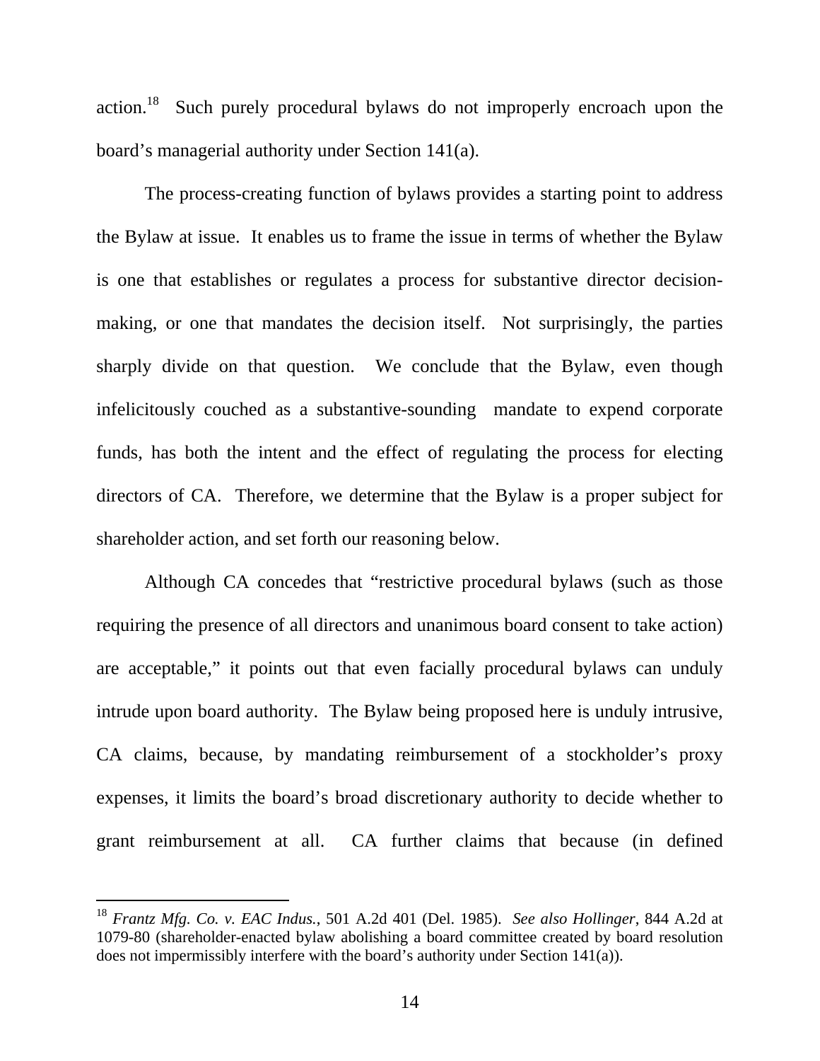action.[18] Such purely procedural bylaws do not improperly encroach upon the board's managerial authority under Section 141(a).

The process-creating function of bylaws provides a starting point to address the Bylaw at issue. It enables us to frame the issue in terms of whether the Bylaw is one that establishes or regulates a process for substantive director decision-making, or one that mandates the decision itself. Not surprisingly, the parties sharply divide on that question. We conclude that the Bylaw, even though infelicitously couched as a substantive-sounding mandate to expend corporate funds, has both the intent and the effect of regulating the process for electing directors of CA. Therefore, we determine that the Bylaw is a proper subject for shareholder action, and set forth our reasoning below.

Although CA concedes that "restrictive procedural bylaws (such as those requiring the presence of all directors and unanimous board consent to take action) are acceptable," it points out that even facially procedural bylaws can unduly intrude upon board authority. The Bylaw being proposed here is unduly intrusive, CA claims, because, by mandating reimbursement of a stockholder's proxy expenses, it limits the board's broad discretionary authority to decide whether to grant reimbursement at all. CA further claims that because (in defined

---

[18] *Frantz Mfg. Co. v. EAC Indus.*, 501 A.2d 401 (Del. 1985). *See also Hollinger*, 844 A.2d at 1079-80 (shareholder-enacted bylaw abolishing a board committee created by board resolution does not impermissibly interfere with the board's authority under Section 141(a)).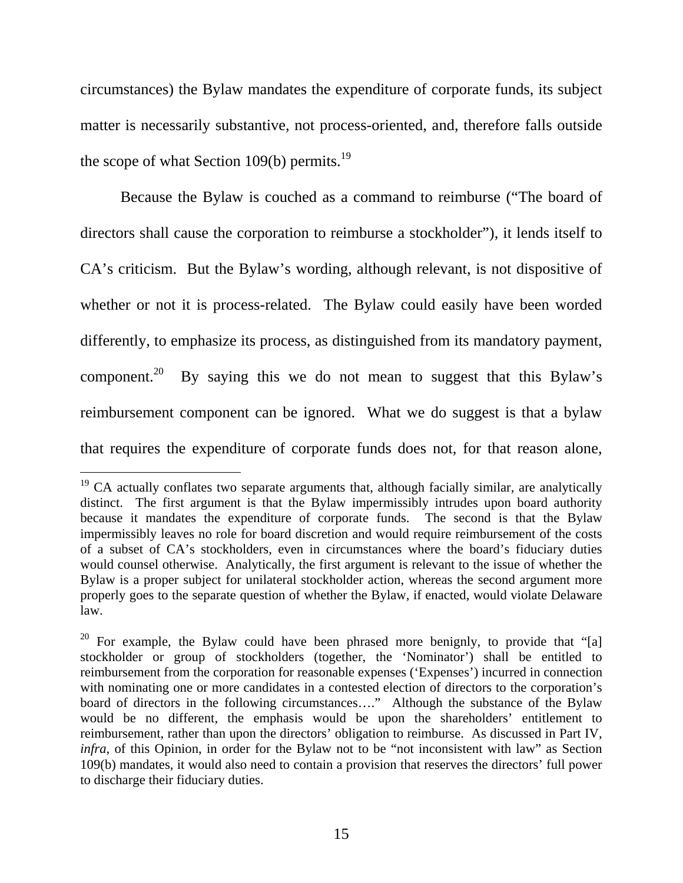circumstances) the Bylaw mandates the expenditure of corporate funds, its subject matter is necessarily substantive, not process-oriented, and, therefore falls outside the scope of what Section 109(b) permits.[19]

Because the Bylaw is couched as a command to reimburse ("The board of directors shall cause the corporation to reimburse a stockholder"), it lends itself to CA's criticism. But the Bylaw's wording, although relevant, is not dispositive of whether or not it is process-related. The Bylaw could easily have been worded differently, to emphasize its process, as distinguished from its mandatory payment, component.[20] By saying this we do not mean to suggest that this Bylaw's reimbursement component can be ignored. What we do suggest is that a bylaw that requires the expenditure of corporate funds does not, for that reason alone,

---

[19] CA actually conflates two separate arguments that, although facially similar, are analytically distinct. The first argument is that the Bylaw impermissibly intrudes upon board authority because it mandates the expenditure of corporate funds. The second is that the Bylaw impermissibly leaves no role for board discretion and would require reimbursement of the costs of a subset of CA's stockholders, even in circumstances where the board's fiduciary duties would counsel otherwise. Analytically, the first argument is relevant to the issue of whether the Bylaw is a proper subject for unilateral stockholder action, whereas the second argument more properly goes to the separate question of whether the Bylaw, if enacted, would violate Delaware law.

[20] For example, the Bylaw could have been phrased more benignly, to provide that "[a] stockholder or group of stockholders (together, the 'Nominator') shall be entitled to reimbursement from the corporation for reasonable expenses ('Expenses') incurred in connection with nominating one or more candidates in a contested election of directors to the corporation's board of directors in the following circumstances…." Although the substance of the Bylaw would be no different, the emphasis would be upon the shareholders' entitlement to reimbursement, rather than upon the directors' obligation to reimburse. As discussed in Part IV, *infra*, of this Opinion, in order for the Bylaw not to be "not inconsistent with law" as Section 109(b) mandates, it would also need to contain a provision that reserves the directors' full power to discharge their fiduciary duties.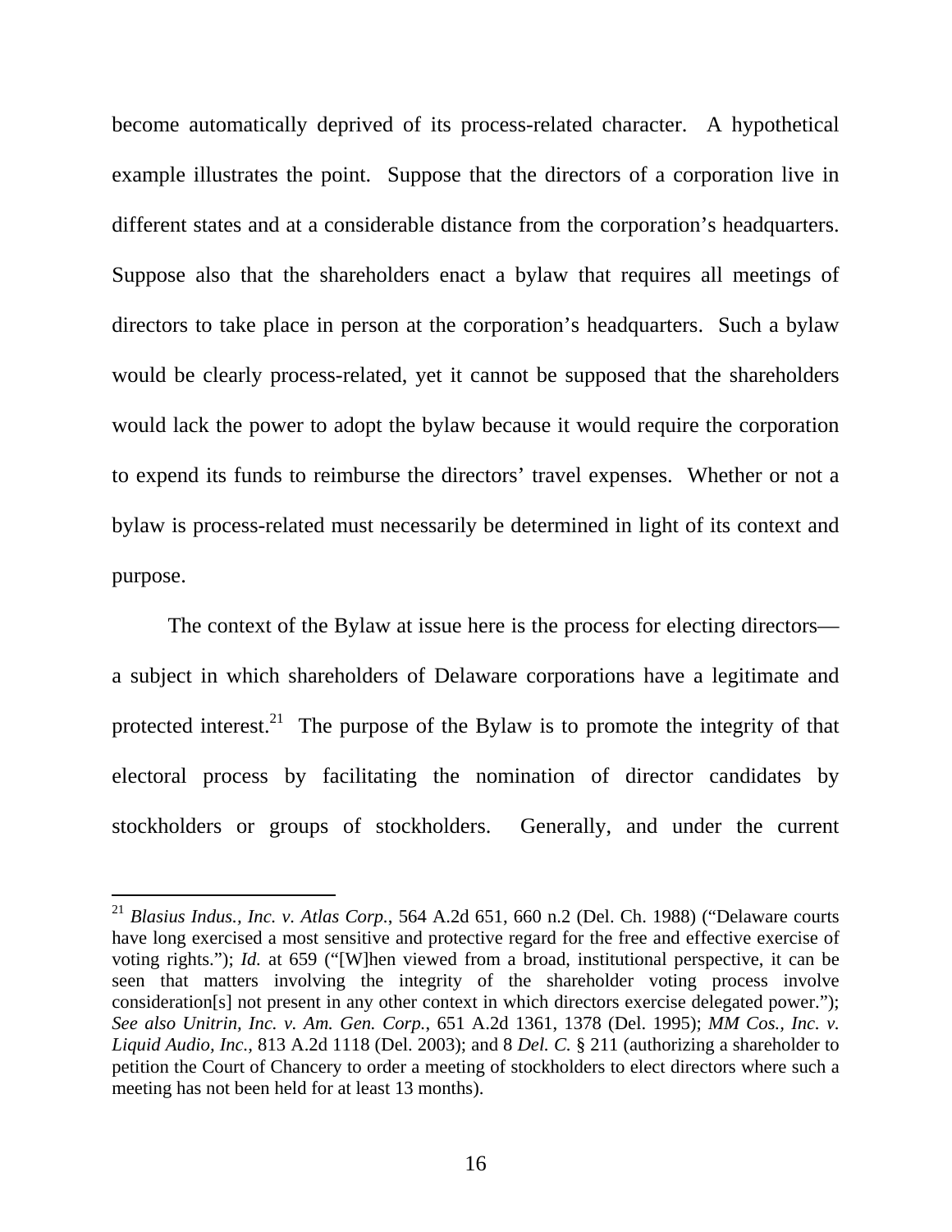become automatically deprived of its process-related character. A hypothetical example illustrates the point. Suppose that the directors of a corporation live in different states and at a considerable distance from the corporation's headquarters. Suppose also that the shareholders enact a bylaw that requires all meetings of directors to take place in person at the corporation's headquarters. Such a bylaw would be clearly process-related, yet it cannot be supposed that the shareholders would lack the power to adopt the bylaw because it would require the corporation to expend its funds to reimburse the directors' travel expenses. Whether or not a bylaw is process-related must necessarily be determined in light of its context and purpose.

The context of the Bylaw at issue here is the process for electing directors—a subject in which shareholders of Delaware corporations have a legitimate and protected interest.[21] The purpose of the Bylaw is to promote the integrity of that electoral process by facilitating the nomination of director candidates by stockholders or groups of stockholders. Generally, and under the current

---

[21] *Blasius Indus., Inc. v. Atlas Corp.*, 564 A.2d 651, 660 n.2 (Del. Ch. 1988) ("Delaware courts have long exercised a most sensitive and protective regard for the free and effective exercise of voting rights."); *Id.* at 659 ("[W]hen viewed from a broad, institutional perspective, it can be seen that matters involving the integrity of the shareholder voting process involve consideration[s] not present in any other context in which directors exercise delegated power."); *See also Unitrin, Inc. v. Am. Gen. Corp.*, 651 A.2d 1361, 1378 (Del. 1995); *MM Cos., Inc. v. Liquid Audio, Inc.,* 813 A.2d 1118 (Del. 2003); and 8 *Del. C.* § 211 (authorizing a shareholder to petition the Court of Chancery to order a meeting of stockholders to elect directors where such a meeting has not been held for at least 13 months).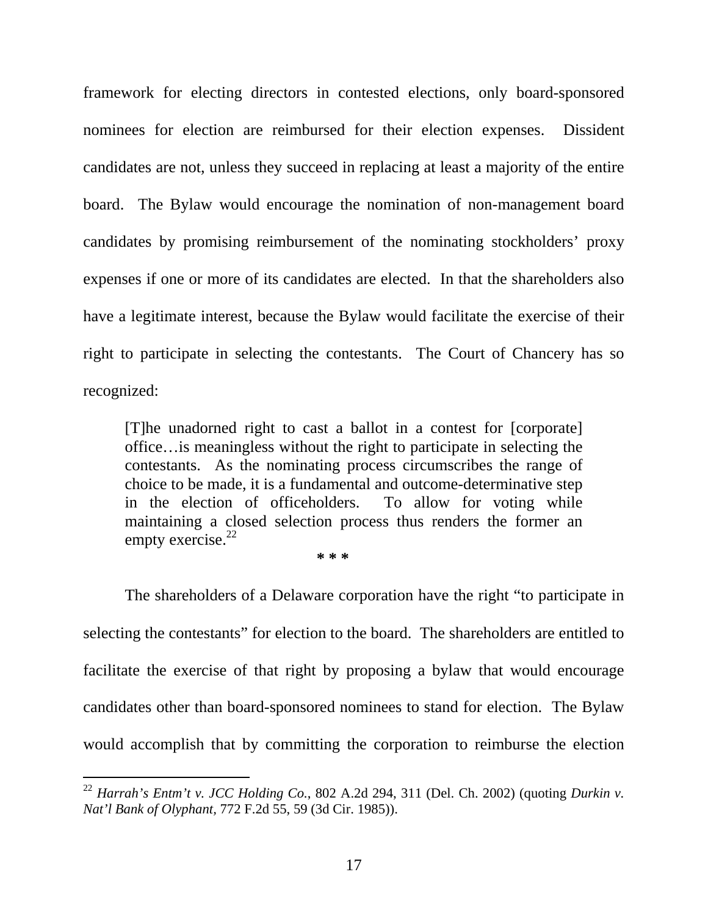framework for electing directors in contested elections, only board-sponsored nominees for election are reimbursed for their election expenses. Dissident candidates are not, unless they succeed in replacing at least a majority of the entire board. The Bylaw would encourage the nomination of non-management board candidates by promising reimbursement of the nominating stockholders' proxy expenses if one or more of its candidates are elected. In that the shareholders also have a legitimate interest, because the Bylaw would facilitate the exercise of their right to participate in selecting the contestants. The Court of Chancery has so recognized:

> [T]he unadorned right to cast a ballot in a contest for [corporate] office…is meaningless without the right to participate in selecting the contestants. As the nominating process circumscribes the range of choice to be made, it is a fundamental and outcome-determinative step in the election of officeholders. To allow for voting while maintaining a closed selection process thus renders the former an empty exercise.[22]

**\* \* \***

The shareholders of a Delaware corporation have the right "to participate in selecting the contestants" for election to the board. The shareholders are entitled to facilitate the exercise of that right by proposing a bylaw that would encourage candidates other than board-sponsored nominees to stand for election. The Bylaw would accomplish that by committing the corporation to reimburse the election

---

[22] *Harrah's Entm't v. JCC Holding Co.*, 802 A.2d 294, 311 (Del. Ch. 2002) (quoting *Durkin v. Nat'l Bank of Olyphant*, 772 F.2d 55, 59 (3d Cir. 1985)).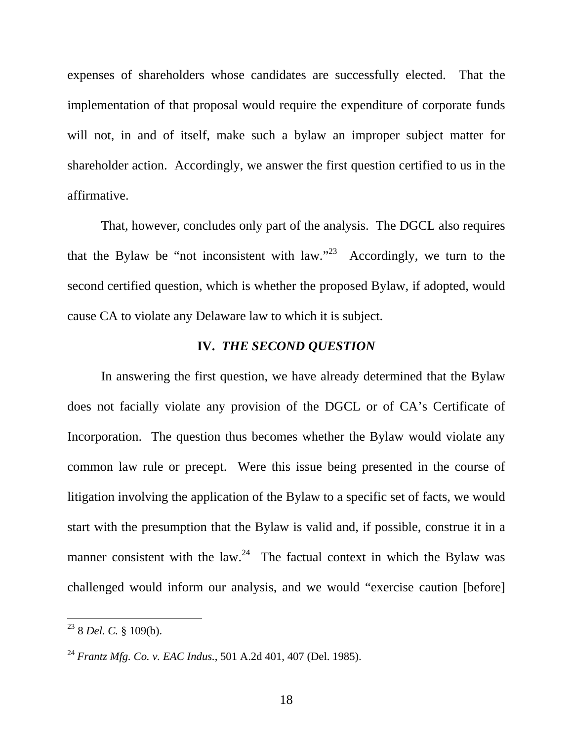expenses of shareholders whose candidates are successfully elected. That the implementation of that proposal would require the expenditure of corporate funds will not, in and of itself, make such a bylaw an improper subject matter for shareholder action. Accordingly, we answer the first question certified to us in the affirmative.

That, however, concludes only part of the analysis. The DGCL also requires that the Bylaw be "not inconsistent with law."[23] Accordingly, we turn to the second certified question, which is whether the proposed Bylaw, if adopted, would cause CA to violate any Delaware law to which it is subject.

## IV. *THE SECOND QUESTION*

In answering the first question, we have already determined that the Bylaw does not facially violate any provision of the DGCL or of CA's Certificate of Incorporation. The question thus becomes whether the Bylaw would violate any common law rule or precept. Were this issue being presented in the course of litigation involving the application of the Bylaw to a specific set of facts, we would start with the presumption that the Bylaw is valid and, if possible, construe it in a manner consistent with the law.[24] The factual context in which the Bylaw was challenged would inform our analysis, and we would "exercise caution [before]

---

[23] 8 *Del. C.* § 109(b).

[24] *Frantz Mfg. Co. v. EAC Indus.*, 501 A.2d 401, 407 (Del. 1985).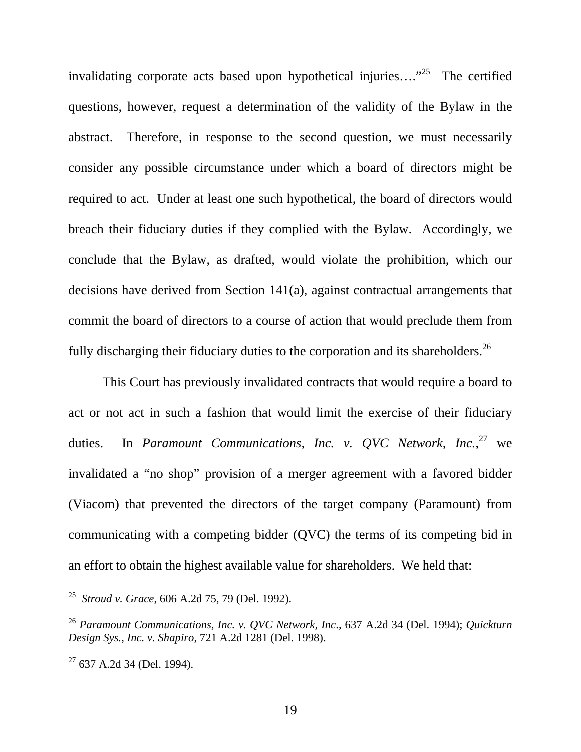invalidating corporate acts based upon hypothetical injuries…."[25] The certified questions, however, request a determination of the validity of the Bylaw in the abstract. Therefore, in response to the second question, we must necessarily consider any possible circumstance under which a board of directors might be required to act. Under at least one such hypothetical, the board of directors would breach their fiduciary duties if they complied with the Bylaw. Accordingly, we conclude that the Bylaw, as drafted, would violate the prohibition, which our decisions have derived from Section 141(a), against contractual arrangements that commit the board of directors to a course of action that would preclude them from fully discharging their fiduciary duties to the corporation and its shareholders.[26]

This Court has previously invalidated contracts that would require a board to act or not act in such a fashion that would limit the exercise of their fiduciary duties. In *Paramount Communications, Inc. v. QVC Network, Inc.*,[27] we invalidated a "no shop" provision of a merger agreement with a favored bidder (Viacom) that prevented the directors of the target company (Paramount) from communicating with a competing bidder (QVC) the terms of its competing bid in an effort to obtain the highest available value for shareholders. We held that:

---

[25] *Stroud v. Grace*, 606 A.2d 75, 79 (Del. 1992).

[26] *Paramount Communications, Inc. v. QVC Network, Inc*., 637 A.2d 34 (Del. 1994); *Quickturn Design Sys., Inc. v. Shapiro*, 721 A.2d 1281 (Del. 1998).

[27] 637 A.2d 34 (Del. 1994).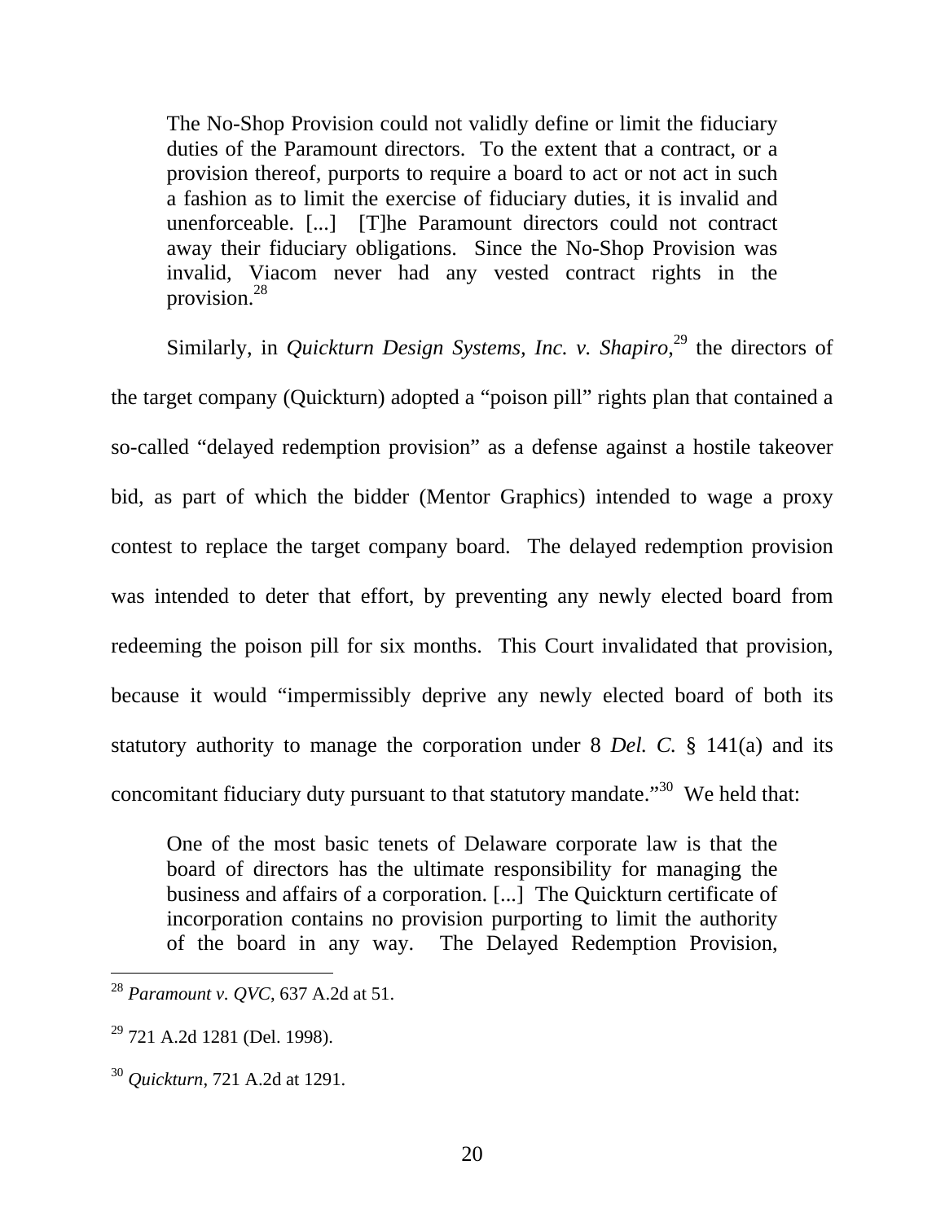> The No-Shop Provision could not validly define or limit the fiduciary duties of the Paramount directors. To the extent that a contract, or a provision thereof, purports to require a board to act or not act in such a fashion as to limit the exercise of fiduciary duties, it is invalid and unenforceable. [...] [T]he Paramount directors could not contract away their fiduciary obligations. Since the No-Shop Provision was invalid, Viacom never had any vested contract rights in the provision.[28]

Similarly, in *Quickturn Design Systems, Inc. v. Shapiro*,[29] the directors of the target company (Quickturn) adopted a "poison pill" rights plan that contained a so-called "delayed redemption provision" as a defense against a hostile takeover bid, as part of which the bidder (Mentor Graphics) intended to wage a proxy contest to replace the target company board. The delayed redemption provision was intended to deter that effort, by preventing any newly elected board from redeeming the poison pill for six months. This Court invalidated that provision, because it would "impermissibly deprive any newly elected board of both its statutory authority to manage the corporation under 8 *Del. C.* § 141(a) and its concomitant fiduciary duty pursuant to that statutory mandate."[30] We held that:

> One of the most basic tenets of Delaware corporate law is that the board of directors has the ultimate responsibility for managing the business and affairs of a corporation. [...] The Quickturn certificate of incorporation contains no provision purporting to limit the authority of the board in any way. The Delayed Redemption Provision,

---

[28] *Paramount v. QVC*, 637 A.2d at 51.

[29] 721 A.2d 1281 (Del. 1998).

[30] *Quickturn*, 721 A.2d at 1291.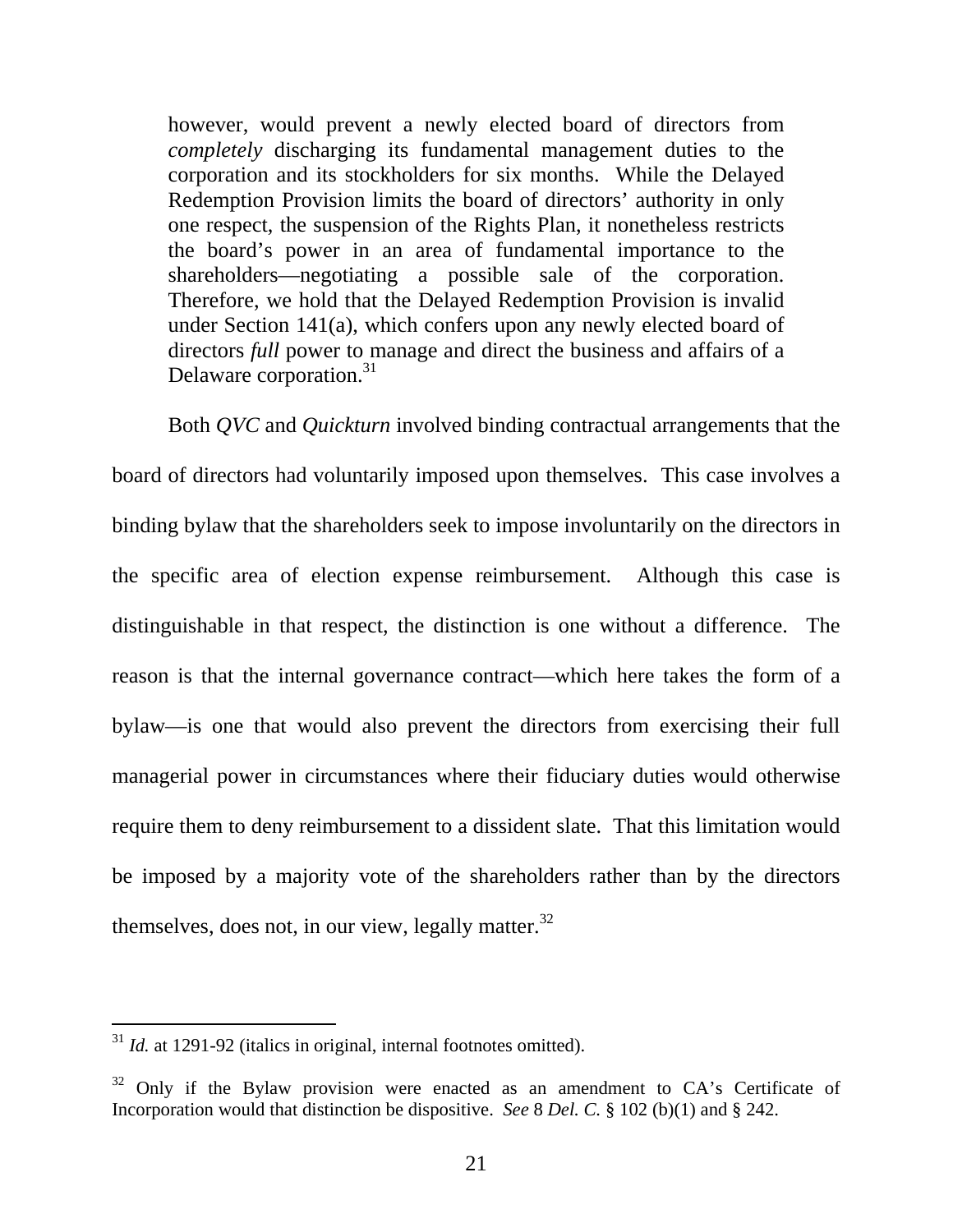> however, would prevent a newly elected board of directors from *completely* discharging its fundamental management duties to the corporation and its stockholders for six months. While the Delayed Redemption Provision limits the board of directors' authority in only one respect, the suspension of the Rights Plan, it nonetheless restricts the board's power in an area of fundamental importance to the shareholders—negotiating a possible sale of the corporation. Therefore, we hold that the Delayed Redemption Provision is invalid under Section 141(a), which confers upon any newly elected board of directors *full* power to manage and direct the business and affairs of a Delaware corporation.[31]

Both *QVC* and *Quickturn* involved binding contractual arrangements that the board of directors had voluntarily imposed upon themselves. This case involves a binding bylaw that the shareholders seek to impose involuntarily on the directors in the specific area of election expense reimbursement. Although this case is distinguishable in that respect, the distinction is one without a difference. The reason is that the internal governance contract—which here takes the form of a bylaw—is one that would also prevent the directors from exercising their full managerial power in circumstances where their fiduciary duties would otherwise require them to deny reimbursement to a dissident slate. That this limitation would be imposed by a majority vote of the shareholders rather than by the directors themselves, does not, in our view, legally matter.[32]

---

[31] *Id.* at 1291-92 (italics in original, internal footnotes omitted).

[32] Only if the Bylaw provision were enacted as an amendment to CA's Certificate of Incorporation would that distinction be dispositive. *See* 8 *Del. C.* § 102 (b)(1) and § 242.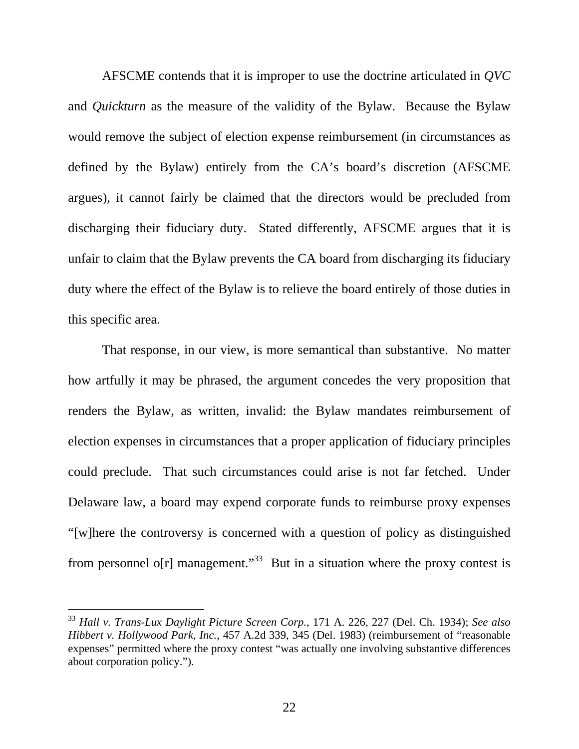AFSCME contends that it is improper to use the doctrine articulated in *QVC* and *Quickturn* as the measure of the validity of the Bylaw. Because the Bylaw would remove the subject of election expense reimbursement (in circumstances as defined by the Bylaw) entirely from the CA's board's discretion (AFSCME argues), it cannot fairly be claimed that the directors would be precluded from discharging their fiduciary duty. Stated differently, AFSCME argues that it is unfair to claim that the Bylaw prevents the CA board from discharging its fiduciary duty where the effect of the Bylaw is to relieve the board entirely of those duties in this specific area.

That response, in our view, is more semantical than substantive. No matter how artfully it may be phrased, the argument concedes the very proposition that renders the Bylaw, as written, invalid: the Bylaw mandates reimbursement of election expenses in circumstances that a proper application of fiduciary principles could preclude. That such circumstances could arise is not far fetched. Under Delaware law, a board may expend corporate funds to reimburse proxy expenses "[w]here the controversy is concerned with a question of policy as distinguished from personnel o[r] management."[33] But in a situation where the proxy contest is

---

[33] *Hall v. Trans-Lux Daylight Picture Screen Corp.*, 171 A. 226, 227 (Del. Ch. 1934); *See also Hibbert v. Hollywood Park, Inc.*, 457 A.2d 339, 345 (Del. 1983) (reimbursement of "reasonable expenses" permitted where the proxy contest "was actually one involving substantive differences about corporation policy.").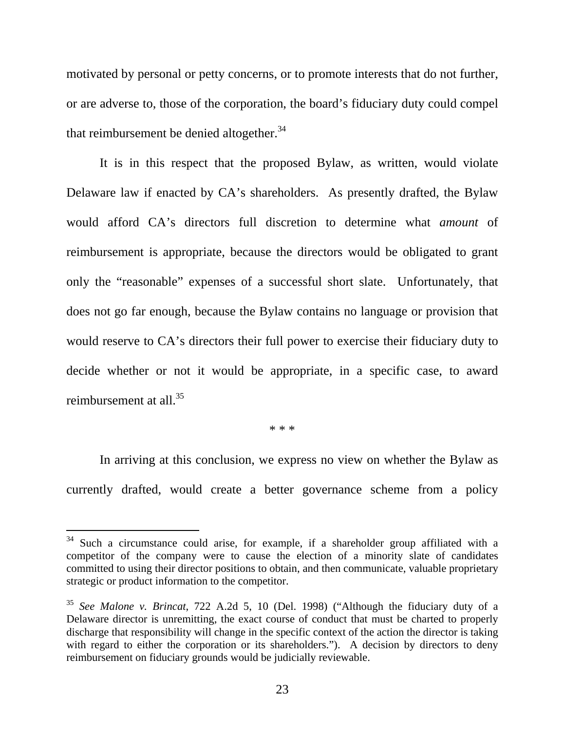motivated by personal or petty concerns, or to promote interests that do not further, or are adverse to, those of the corporation, the board's fiduciary duty could compel that reimbursement be denied altogether.[34]

It is in this respect that the proposed Bylaw, as written, would violate Delaware law if enacted by CA's shareholders. As presently drafted, the Bylaw would afford CA's directors full discretion to determine what *amount* of reimbursement is appropriate, because the directors would be obligated to grant only the "reasonable" expenses of a successful short slate. Unfortunately, that does not go far enough, because the Bylaw contains no language or provision that would reserve to CA's directors their full power to exercise their fiduciary duty to decide whether or not it would be appropriate, in a specific case, to award reimbursement at all.[35]

\* \* \*

In arriving at this conclusion, we express no view on whether the Bylaw as currently drafted, would create a better governance scheme from a policy

---

[34] Such a circumstance could arise, for example, if a shareholder group affiliated with a competitor of the company were to cause the election of a minority slate of candidates committed to using their director positions to obtain, and then communicate, valuable proprietary strategic or product information to the competitor.

[35] *See Malone v. Brincat*, 722 A.2d 5, 10 (Del. 1998) ("Although the fiduciary duty of a Delaware director is unremitting, the exact course of conduct that must be charted to properly discharge that responsibility will change in the specific context of the action the director is taking with regard to either the corporation or its shareholders."). A decision by directors to deny reimbursement on fiduciary grounds would be judicially reviewable.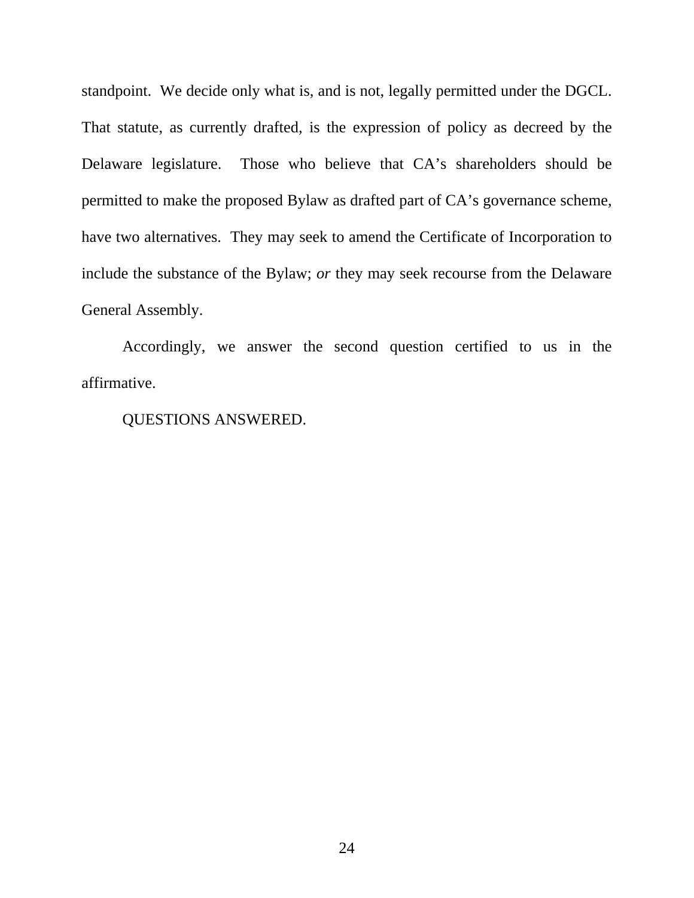standpoint. We decide only what is, and is not, legally permitted under the DGCL. That statute, as currently drafted, is the expression of policy as decreed by the Delaware legislature. Those who believe that CA's shareholders should be permitted to make the proposed Bylaw as drafted part of CA's governance scheme, have two alternatives. They may seek to amend the Certificate of Incorporation to include the substance of the Bylaw; *or* they may seek recourse from the Delaware General Assembly.

Accordingly, we answer the second question certified to us in the affirmative.

QUESTIONS ANSWERED.